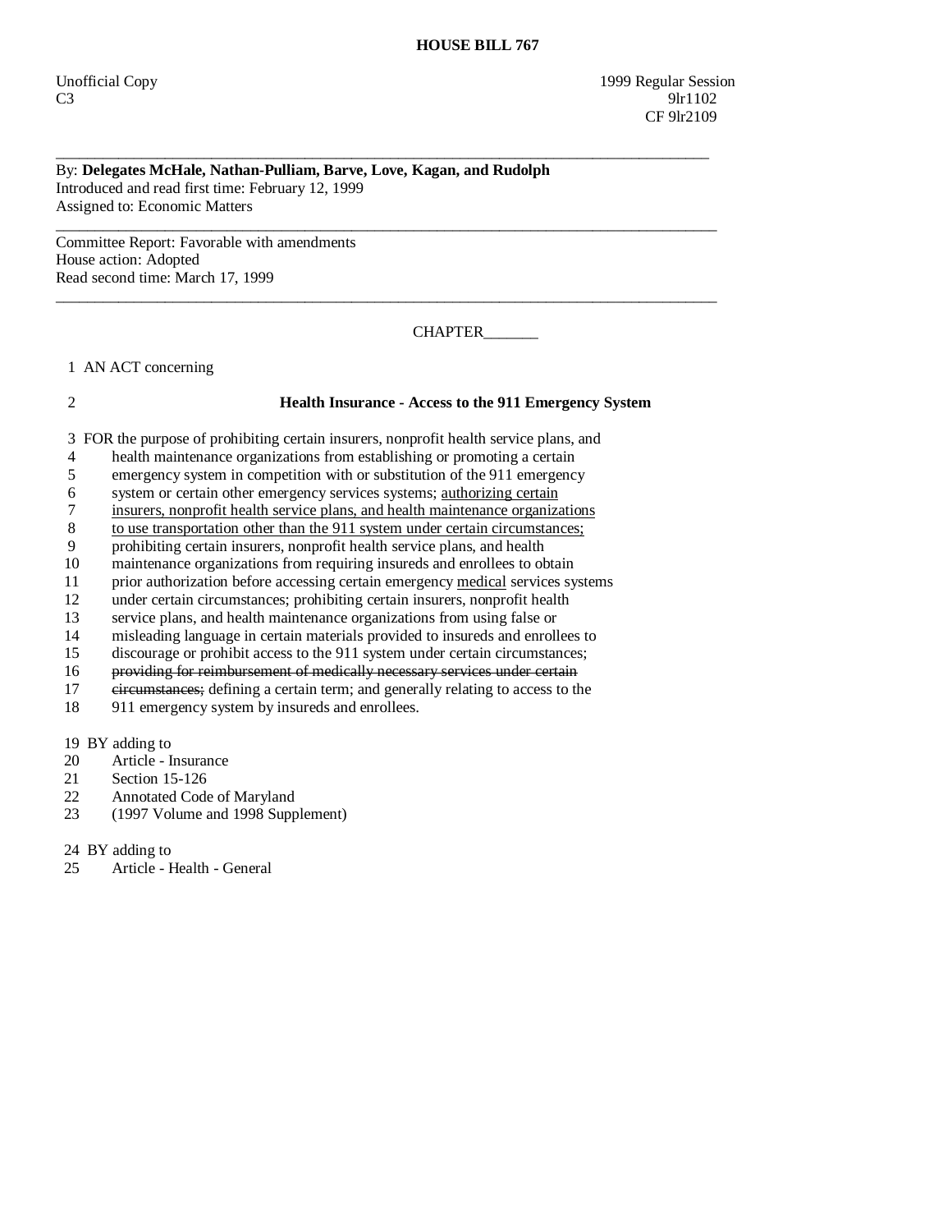# HOUSE BILL 767

Unofficial Copy
C3

1999 Regular Session
9lr1102
CF 9lr2109

---

By: **Delegates McHale, Nathan-Pulliam, Barve, Love, Kagan, and Rudolph**
Introduced and read first time: February 12, 1999
Assigned to: Economic Matters

---

Committee Report: Favorable with amendments
House action: Adopted
Read second time: March 17, 1999

---

CHAPTER_______

1 AN ACT concerning

2 **Health Insurance - Access to the 911 Emergency System**

3 FOR the purpose of prohibiting certain insurers, nonprofit health service plans, and
4 health maintenance organizations from establishing or promoting a certain
5 emergency system in competition with or substitution of the 911 emergency
6 system or certain other emergency services systems; <u>authorizing certain</u>
7 <u>insurers, nonprofit health service plans, and health maintenance organizations</u>
8 <u>to use transportation other than the 911 system under certain circumstances;</u>
9 prohibiting certain insurers, nonprofit health service plans, and health
10 maintenance organizations from requiring insureds and enrollees to obtain
11 prior authorization before accessing certain emergency <u>medical</u> services systems
12 under certain circumstances; prohibiting certain insurers, nonprofit health
13 service plans, and health maintenance organizations from using false or
14 misleading language in certain materials provided to insureds and enrollees to
15 discourage or prohibit access to the 911 system under certain circumstances;
16 ~~providing for reimbursement of medically necessary services under certain~~
17 ~~circumstances;~~ defining a certain term; and generally relating to access to the
18 911 emergency system by insureds and enrollees.

19 BY adding to
20 Article - Insurance
21 Section 15-126
22 Annotated Code of Maryland
23 (1997 Volume and 1998 Supplement)

24 BY adding to
25 Article - Health - General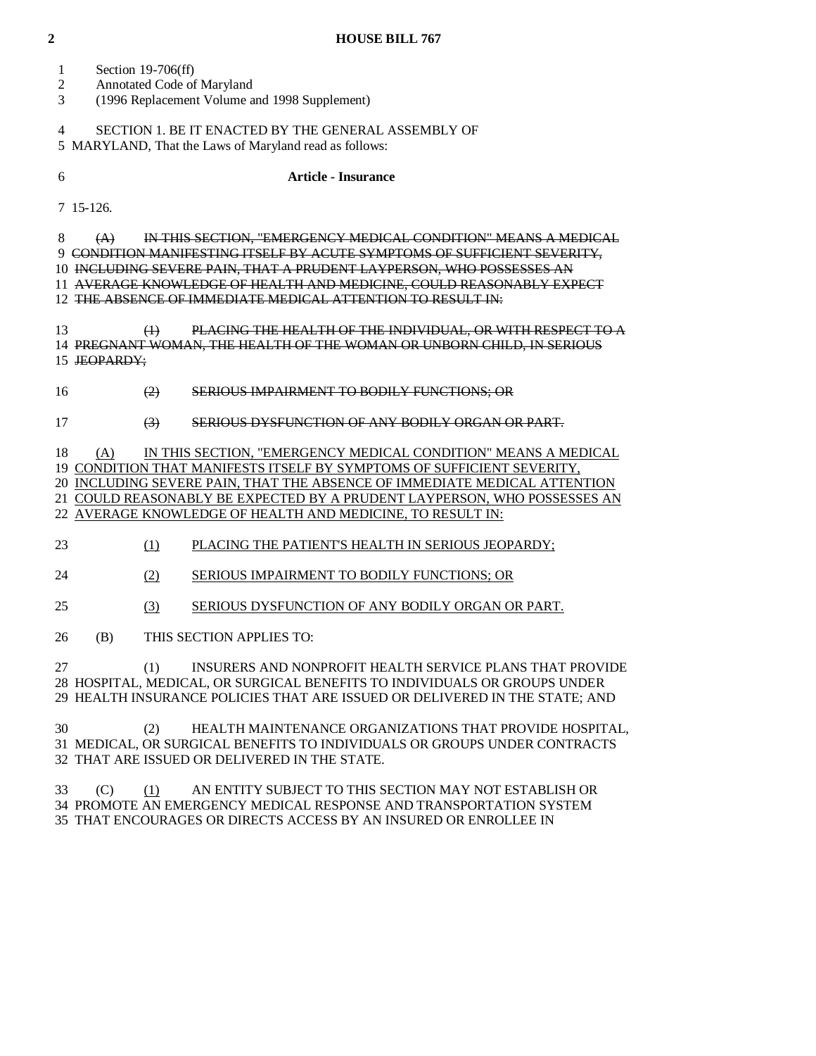Section 19-706(ff)
Annotated Code of Maryland
(1996 Replacement Volume and 1998 Supplement)

SECTION 1. BE IT ENACTED BY THE GENERAL ASSEMBLY OF MARYLAND, That the Laws of Maryland read as follows:

**Article - Insurance**

15-126.

~~(A) IN THIS SECTION, "EMERGENCY MEDICAL CONDITION" MEANS A MEDICAL CONDITION MANIFESTING ITSELF BY ACUTE SYMPTOMS OF SUFFICIENT SEVERITY, INCLUDING SEVERE PAIN, THAT A PRUDENT LAYPERSON, WHO POSSESSES AN AVERAGE KNOWLEDGE OF HEALTH AND MEDICINE, COULD REASONABLY EXPECT THE ABSENCE OF IMMEDIATE MEDICAL ATTENTION TO RESULT IN:~~

~~(1) PLACING THE HEALTH OF THE INDIVIDUAL, OR WITH RESPECT TO A PREGNANT WOMAN, THE HEALTH OF THE WOMAN OR UNBORN CHILD, IN SERIOUS JEOPARDY;~~

~~(2) SERIOUS IMPAIRMENT TO BODILY FUNCTIONS; OR~~

~~(3) SERIOUS DYSFUNCTION OF ANY BODILY ORGAN OR PART.~~

<u>(A) IN THIS SECTION, "EMERGENCY MEDICAL CONDITION" MEANS A MEDICAL CONDITION THAT MANIFESTS ITSELF BY SYMPTOMS OF SUFFICIENT SEVERITY, INCLUDING SEVERE PAIN, THAT THE ABSENCE OF IMMEDIATE MEDICAL ATTENTION COULD REASONABLY BE EXPECTED BY A PRUDENT LAYPERSON, WHO POSSESSES AN AVERAGE KNOWLEDGE OF HEALTH AND MEDICINE, TO RESULT IN:</u>

<u>(1) PLACING THE PATIENT'S HEALTH IN SERIOUS JEOPARDY;</u>

<u>(2) SERIOUS IMPAIRMENT TO BODILY FUNCTIONS; OR</u>

<u>(3) SERIOUS DYSFUNCTION OF ANY BODILY ORGAN OR PART.</u>

(B) THIS SECTION APPLIES TO:

(1) INSURERS AND NONPROFIT HEALTH SERVICE PLANS THAT PROVIDE HOSPITAL, MEDICAL, OR SURGICAL BENEFITS TO INDIVIDUALS OR GROUPS UNDER HEALTH INSURANCE POLICIES THAT ARE ISSUED OR DELIVERED IN THE STATE; AND

(2) HEALTH MAINTENANCE ORGANIZATIONS THAT PROVIDE HOSPITAL, MEDICAL, OR SURGICAL BENEFITS TO INDIVIDUALS OR GROUPS UNDER CONTRACTS THAT ARE ISSUED OR DELIVERED IN THE STATE.

(C) <u>(1)</u> AN ENTITY SUBJECT TO THIS SECTION MAY NOT ESTABLISH OR PROMOTE AN EMERGENCY MEDICAL RESPONSE AND TRANSPORTATION SYSTEM THAT ENCOURAGES OR DIRECTS ACCESS BY AN INSURED OR ENROLLEE IN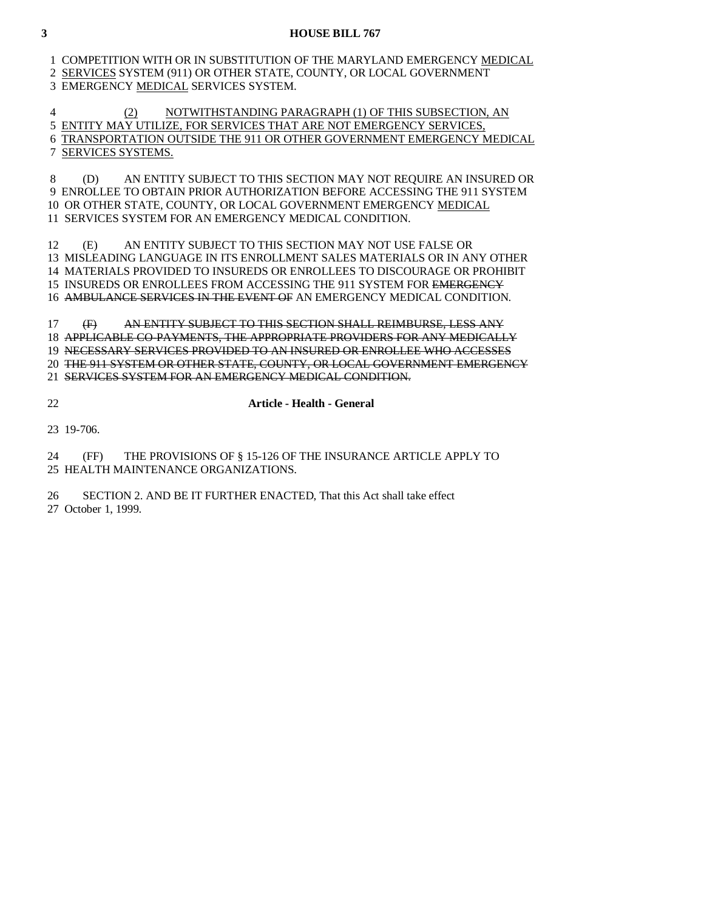COMPETITION WITH OR IN SUBSTITUTION OF THE MARYLAND EMERGENCY MEDICAL SERVICES SYSTEM (911) OR OTHER STATE, COUNTY, OR LOCAL GOVERNMENT EMERGENCY MEDICAL SERVICES SYSTEM.

(2) NOTWITHSTANDING PARAGRAPH (1) OF THIS SUBSECTION, AN ENTITY MAY UTILIZE, FOR SERVICES THAT ARE NOT EMERGENCY SERVICES, TRANSPORTATION OUTSIDE THE 911 OR OTHER GOVERNMENT EMERGENCY MEDICAL SERVICES SYSTEMS.

(D) AN ENTITY SUBJECT TO THIS SECTION MAY NOT REQUIRE AN INSURED OR ENROLLEE TO OBTAIN PRIOR AUTHORIZATION BEFORE ACCESSING THE 911 SYSTEM OR OTHER STATE, COUNTY, OR LOCAL GOVERNMENT EMERGENCY MEDICAL SERVICES SYSTEM FOR AN EMERGENCY MEDICAL CONDITION.

(E) AN ENTITY SUBJECT TO THIS SECTION MAY NOT USE FALSE OR MISLEADING LANGUAGE IN ITS ENROLLMENT SALES MATERIALS OR IN ANY OTHER MATERIALS PROVIDED TO INSUREDS OR ENROLLEES TO DISCOURAGE OR PROHIBIT INSUREDS OR ENROLLEES FROM ACCESSING THE 911 SYSTEM FOR ~~EMERGENCY AMBULANCE SERVICES IN THE EVENT OF~~ AN EMERGENCY MEDICAL CONDITION.

~~(F) AN ENTITY SUBJECT TO THIS SECTION SHALL REIMBURSE, LESS ANY APPLICABLE CO-PAYMENTS, THE APPROPRIATE PROVIDERS FOR ANY MEDICALLY NECESSARY SERVICES PROVIDED TO AN INSURED OR ENROLLEE WHO ACCESSES THE 911 SYSTEM OR OTHER STATE, COUNTY, OR LOCAL GOVERNMENT EMERGENCY SERVICES SYSTEM FOR AN EMERGENCY MEDICAL CONDITION.~~

**Article - Health - General**

19-706.

(FF) THE PROVISIONS OF § 15-126 OF THE INSURANCE ARTICLE APPLY TO HEALTH MAINTENANCE ORGANIZATIONS.

SECTION 2. AND BE IT FURTHER ENACTED, That this Act shall take effect October 1, 1999.